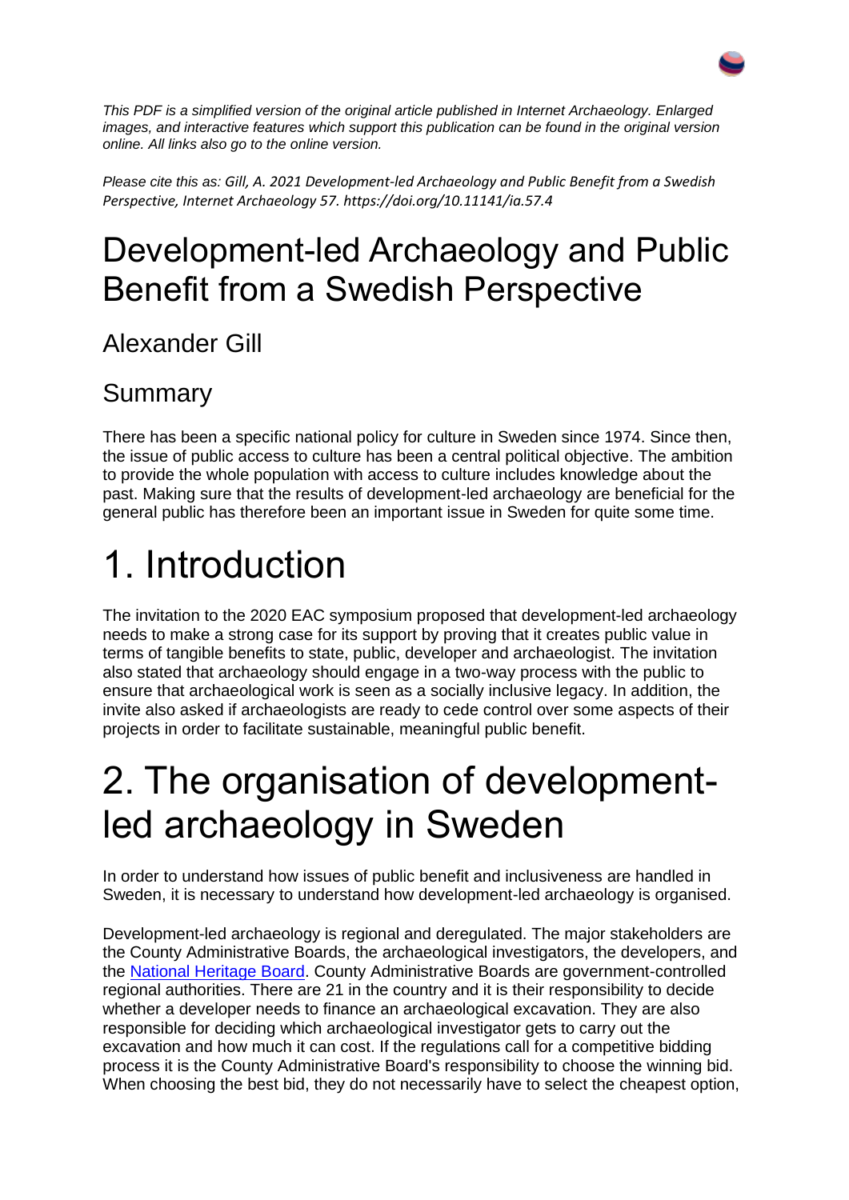*This PDF is a simplified version of the original article published in Internet Archaeology. Enlarged images, and interactive features which support this publication can be found in the original version online. All links also go to the online version.*

*Please cite this as: Gill, A. 2021 Development-led Archaeology and Public Benefit from a Swedish Perspective, Internet Archaeology 57. https://doi.org/10.11141/ia.57.4*

# Development-led Archaeology and Public Benefit from a Swedish Perspective

## Alexander Gill

## Summary

There has been a specific national policy for culture in Sweden since 1974. Since then, the issue of public access to culture has been a central political objective. The ambition to provide the whole population with access to culture includes knowledge about the past. Making sure that the results of development-led archaeology are beneficial for the general public has therefore been an important issue in Sweden for quite some time.

# 1. Introduction

The invitation to the 2020 EAC symposium proposed that development-led archaeology needs to make a strong case for its support by proving that it creates public value in terms of tangible benefits to state, public, developer and archaeologist. The invitation also stated that archaeology should engage in a two-way process with the public to ensure that archaeological work is seen as a socially inclusive legacy. In addition, the invite also asked if archaeologists are ready to cede control over some aspects of their projects in order to facilitate sustainable, meaningful public benefit.

# 2. The organisation of development-led archaeology in Sweden

In order to understand how issues of public benefit and inclusiveness are handled in Sweden, it is necessary to understand how development-led archaeology is organised.

Development-led archaeology is regional and deregulated. The major stakeholders are the County Administrative Boards, the archaeological investigators, the developers, and the [National Heritage Board](). County Administrative Boards are government-controlled regional authorities. There are 21 in the country and it is their responsibility to decide whether a developer needs to finance an archaeological excavation. They are also responsible for deciding which archaeological investigator gets to carry out the excavation and how much it can cost. If the regulations call for a competitive bidding process it is the County Administrative Board's responsibility to choose the winning bid. When choosing the best bid, they do not necessarily have to select the cheapest option,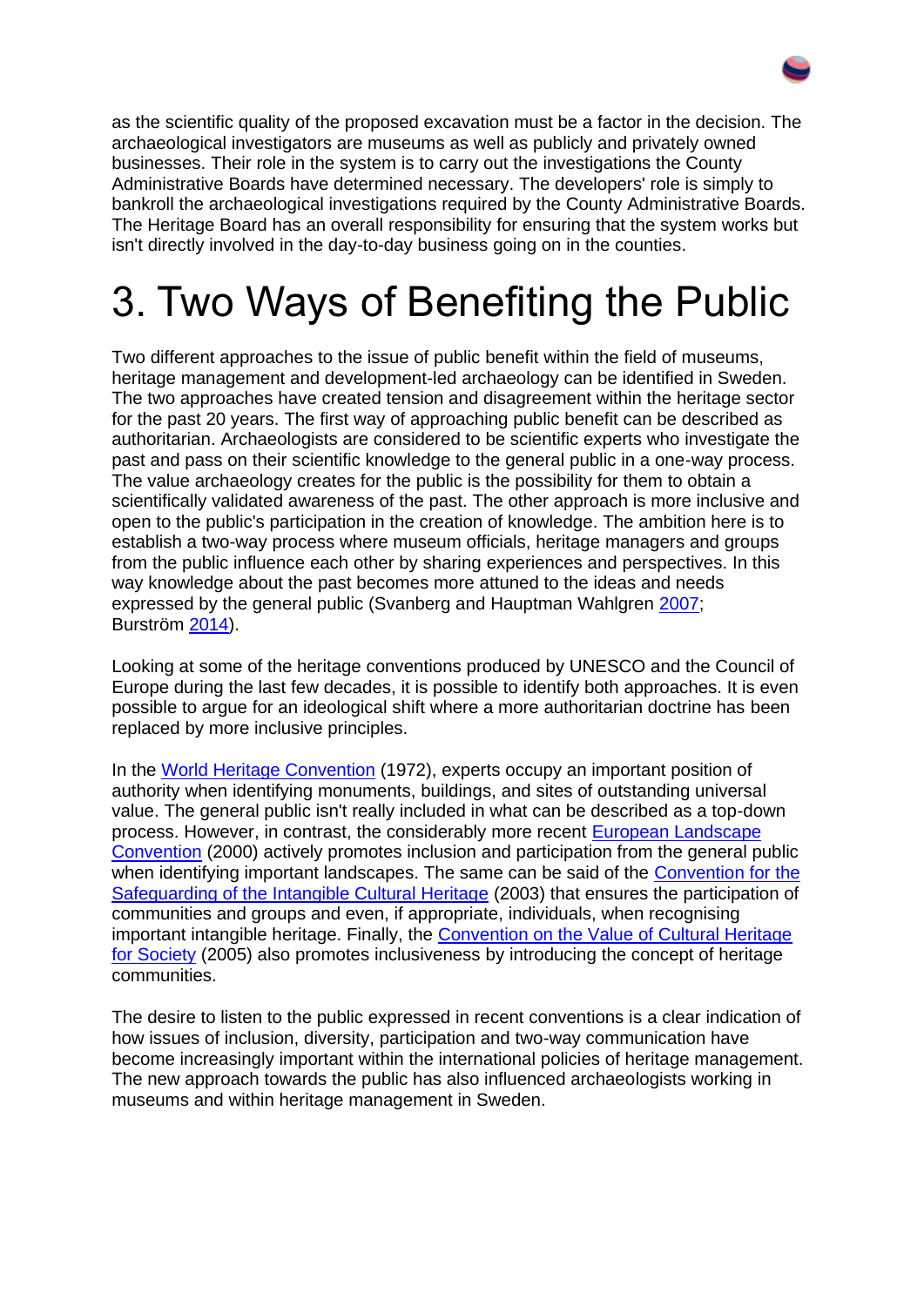as the scientific quality of the proposed excavation must be a factor in the decision. The archaeological investigators are museums as well as publicly and privately owned businesses. Their role in the system is to carry out the investigations the County Administrative Boards have determined necessary. The developers' role is simply to bankroll the archaeological investigations required by the County Administrative Boards. The Heritage Board has an overall responsibility for ensuring that the system works but isn't directly involved in the day-to-day business going on in the counties.

# 3. Two Ways of Benefiting the Public

Two different approaches to the issue of public benefit within the field of museums, heritage management and development-led archaeology can be identified in Sweden. The two approaches have created tension and disagreement within the heritage sector for the past 20 years. The first way of approaching public benefit can be described as authoritarian. Archaeologists are considered to be scientific experts who investigate the past and pass on their scientific knowledge to the general public in a one-way process. The value archaeology creates for the public is the possibility for them to obtain a scientifically validated awareness of the past. The other approach is more inclusive and open to the public's participation in the creation of knowledge. The ambition here is to establish a two-way process where museum officials, heritage managers and groups from the public influence each other by sharing experiences and perspectives. In this way knowledge about the past becomes more attuned to the ideas and needs expressed by the general public (Svanberg and Hauptman Wahlgren 2007; Burström 2014).

Looking at some of the heritage conventions produced by UNESCO and the Council of Europe during the last few decades, it is possible to identify both approaches. It is even possible to argue for an ideological shift where a more authoritarian doctrine has been replaced by more inclusive principles.

In the World Heritage Convention (1972), experts occupy an important position of authority when identifying monuments, buildings, and sites of outstanding universal value. The general public isn't really included in what can be described as a top-down process. However, in contrast, the considerably more recent European Landscape Convention (2000) actively promotes inclusion and participation from the general public when identifying important landscapes. The same can be said of the Convention for the Safeguarding of the Intangible Cultural Heritage (2003) that ensures the participation of communities and groups and even, if appropriate, individuals, when recognising important intangible heritage. Finally, the Convention on the Value of Cultural Heritage for Society (2005) also promotes inclusiveness by introducing the concept of heritage communities.

The desire to listen to the public expressed in recent conventions is a clear indication of how issues of inclusion, diversity, participation and two-way communication have become increasingly important within the international policies of heritage management. The new approach towards the public has also influenced archaeologists working in museums and within heritage management in Sweden.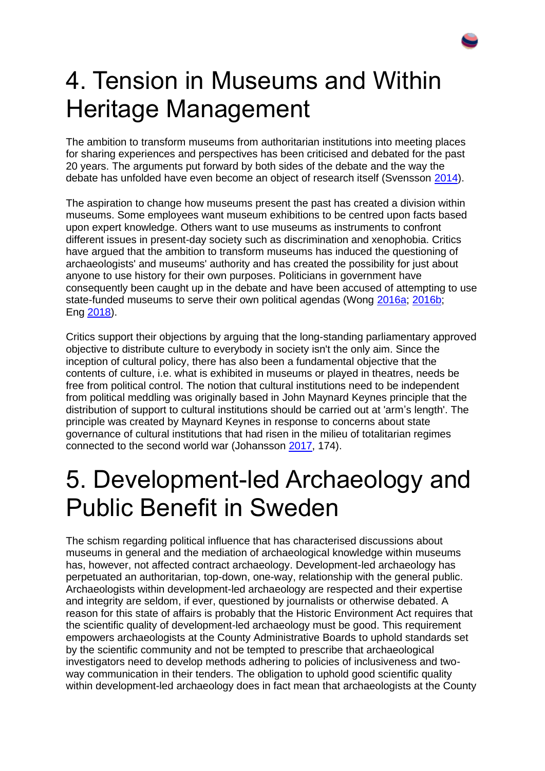# 4. Tension in Museums and Within Heritage Management

The ambition to transform museums from authoritarian institutions into meeting places for sharing experiences and perspectives has been criticised and debated for the past 20 years. The arguments put forward by both sides of the debate and the way the debate has unfolded have even become an object of research itself (Svensson 2014).

The aspiration to change how museums present the past has created a division within museums. Some employees want museum exhibitions to be centred upon facts based upon expert knowledge. Others want to use museums as instruments to confront different issues in present-day society such as discrimination and xenophobia. Critics have argued that the ambition to transform museums has induced the questioning of archaeologists' and museums' authority and has created the possibility for just about anyone to use history for their own purposes. Politicians in government have consequently been caught up in the debate and have been accused of attempting to use state-funded museums to serve their own political agendas (Wong 2016a; 2016b; Eng 2018).

Critics support their objections by arguing that the long-standing parliamentary approved objective to distribute culture to everybody in society isn't the only aim. Since the inception of cultural policy, there has also been a fundamental objective that the contents of culture, i.e. what is exhibited in museums or played in theatres, needs be free from political control. The notion that cultural institutions need to be independent from political meddling was originally based in John Maynard Keynes principle that the distribution of support to cultural institutions should be carried out at 'arm's length'. The principle was created by Maynard Keynes in response to concerns about state governance of cultural institutions that had risen in the milieu of totalitarian regimes connected to the second world war (Johansson 2017, 174).

# 5. Development-led Archaeology and Public Benefit in Sweden

The schism regarding political influence that has characterised discussions about museums in general and the mediation of archaeological knowledge within museums has, however, not affected contract archaeology. Development-led archaeology has perpetuated an authoritarian, top-down, one-way, relationship with the general public. Archaeologists within development-led archaeology are respected and their expertise and integrity are seldom, if ever, questioned by journalists or otherwise debated. A reason for this state of affairs is probably that the Historic Environment Act requires that the scientific quality of development-led archaeology must be good. This requirement empowers archaeologists at the County Administrative Boards to uphold standards set by the scientific community and not be tempted to prescribe that archaeological investigators need to develop methods adhering to policies of inclusiveness and two-way communication in their tenders. The obligation to uphold good scientific quality within development-led archaeology does in fact mean that archaeologists at the County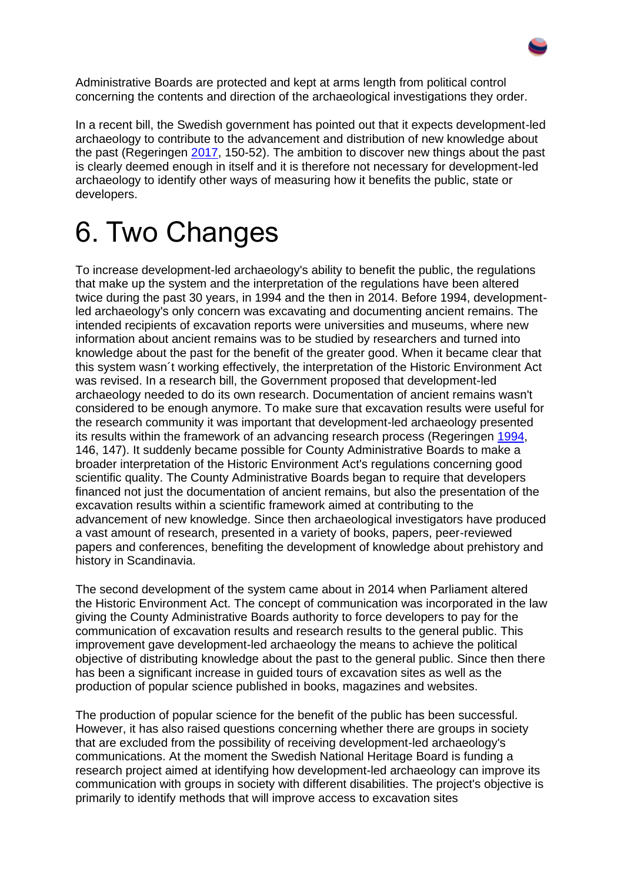Administrative Boards are protected and kept at arms length from political control concerning the contents and direction of the archaeological investigations they order.

In a recent bill, the Swedish government has pointed out that it expects development-led archaeology to contribute to the advancement and distribution of new knowledge about the past (Regeringen 2017, 150-52). The ambition to discover new things about the past is clearly deemed enough in itself and it is therefore not necessary for development-led archaeology to identify other ways of measuring how it benefits the public, state or developers.

# 6. Two Changes

To increase development-led archaeology's ability to benefit the public, the regulations that make up the system and the interpretation of the regulations have been altered twice during the past 30 years, in 1994 and the then in 2014. Before 1994, development-led archaeology's only concern was excavating and documenting ancient remains. The intended recipients of excavation reports were universities and museums, where new information about ancient remains was to be studied by researchers and turned into knowledge about the past for the benefit of the greater good. When it became clear that this system wasn´t working effectively, the interpretation of the Historic Environment Act was revised. In a research bill, the Government proposed that development-led archaeology needed to do its own research. Documentation of ancient remains wasn't considered to be enough anymore. To make sure that excavation results were useful for the research community it was important that development-led archaeology presented its results within the framework of an advancing research process (Regeringen 1994, 146, 147). It suddenly became possible for County Administrative Boards to make a broader interpretation of the Historic Environment Act's regulations concerning good scientific quality. The County Administrative Boards began to require that developers financed not just the documentation of ancient remains, but also the presentation of the excavation results within a scientific framework aimed at contributing to the advancement of new knowledge. Since then archaeological investigators have produced a vast amount of research, presented in a variety of books, papers, peer-reviewed papers and conferences, benefiting the development of knowledge about prehistory and history in Scandinavia.

The second development of the system came about in 2014 when Parliament altered the Historic Environment Act. The concept of communication was incorporated in the law giving the County Administrative Boards authority to force developers to pay for the communication of excavation results and research results to the general public. This improvement gave development-led archaeology the means to achieve the political objective of distributing knowledge about the past to the general public. Since then there has been a significant increase in guided tours of excavation sites as well as the production of popular science published in books, magazines and websites.

The production of popular science for the benefit of the public has been successful. However, it has also raised questions concerning whether there are groups in society that are excluded from the possibility of receiving development-led archaeology's communications. At the moment the Swedish National Heritage Board is funding a research project aimed at identifying how development-led archaeology can improve its communication with groups in society with different disabilities. The project's objective is primarily to identify methods that will improve access to excavation sites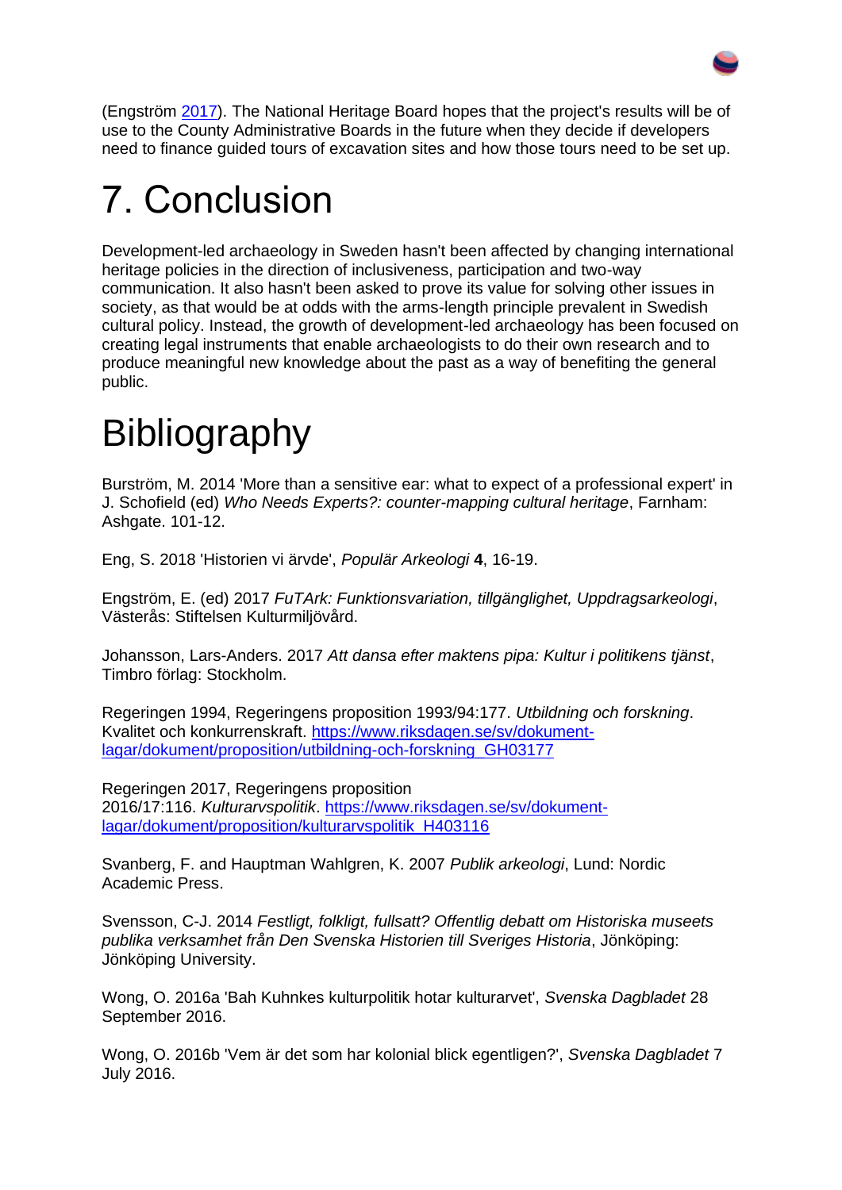(Engström [2017](#)). The National Heritage Board hopes that the project's results will be of use to the County Administrative Boards in the future when they decide if developers need to finance guided tours of excavation sites and how those tours need to be set up.

# 7. Conclusion

Development-led archaeology in Sweden hasn't been affected by changing international heritage policies in the direction of inclusiveness, participation and two-way communication. It also hasn't been asked to prove its value for solving other issues in society, as that would be at odds with the arms-length principle prevalent in Swedish cultural policy. Instead, the growth of development-led archaeology has been focused on creating legal instruments that enable archaeologists to do their own research and to produce meaningful new knowledge about the past as a way of benefiting the general public.

# Bibliography

Burström, M. 2014 'More than a sensitive ear: what to expect of a professional expert' in J. Schofield (ed) *Who Needs Experts?: counter-mapping cultural heritage*, Farnham: Ashgate. 101-12.

Eng, S. 2018 'Historien vi ärvde', *Populär Arkeologi* **4**, 16-19.

Engström, E. (ed) 2017 *FuTArk: Funktionsvariation, tillgänglighet, Uppdragsarkeologi*, Västerås: Stiftelsen Kulturmiljövård.

Johansson, Lars-Anders. 2017 *Att dansa efter maktens pipa: Kultur i politikens tjänst*, Timbro förlag: Stockholm.

Regeringen 1994, Regeringens proposition 1993/94:177. *Utbildning och forskning*. Kvalitet och konkurrenskraft. [https://www.riksdagen.se/sv/dokument-lagar/dokument/proposition/utbildning-och-forskning_GH03177](https://www.riksdagen.se/sv/dokument-lagar/dokument/proposition/utbildning-och-forskning_GH03177)

Regeringen 2017, Regeringens proposition 2016/17:116. *Kulturarvspolitik*. [https://www.riksdagen.se/sv/dokument-lagar/dokument/proposition/kulturarvspolitik_H403116](https://www.riksdagen.se/sv/dokument-lagar/dokument/proposition/kulturarvspolitik_H403116)

Svanberg, F. and Hauptman Wahlgren, K. 2007 *Publik arkeologi*, Lund: Nordic Academic Press.

Svensson, C-J. 2014 *Festligt, folkligt, fullsatt? Offentlig debatt om Historiska museets publika verksamhet från Den Svenska Historien till Sveriges Historia*, Jönköping: Jönköping University.

Wong, O. 2016a 'Bah Kuhnkes kulturpolitik hotar kulturarvet', *Svenska Dagbladet* 28 September 2016.

Wong, O. 2016b 'Vem är det som har kolonial blick egentligen?', *Svenska Dagbladet* 7 July 2016.